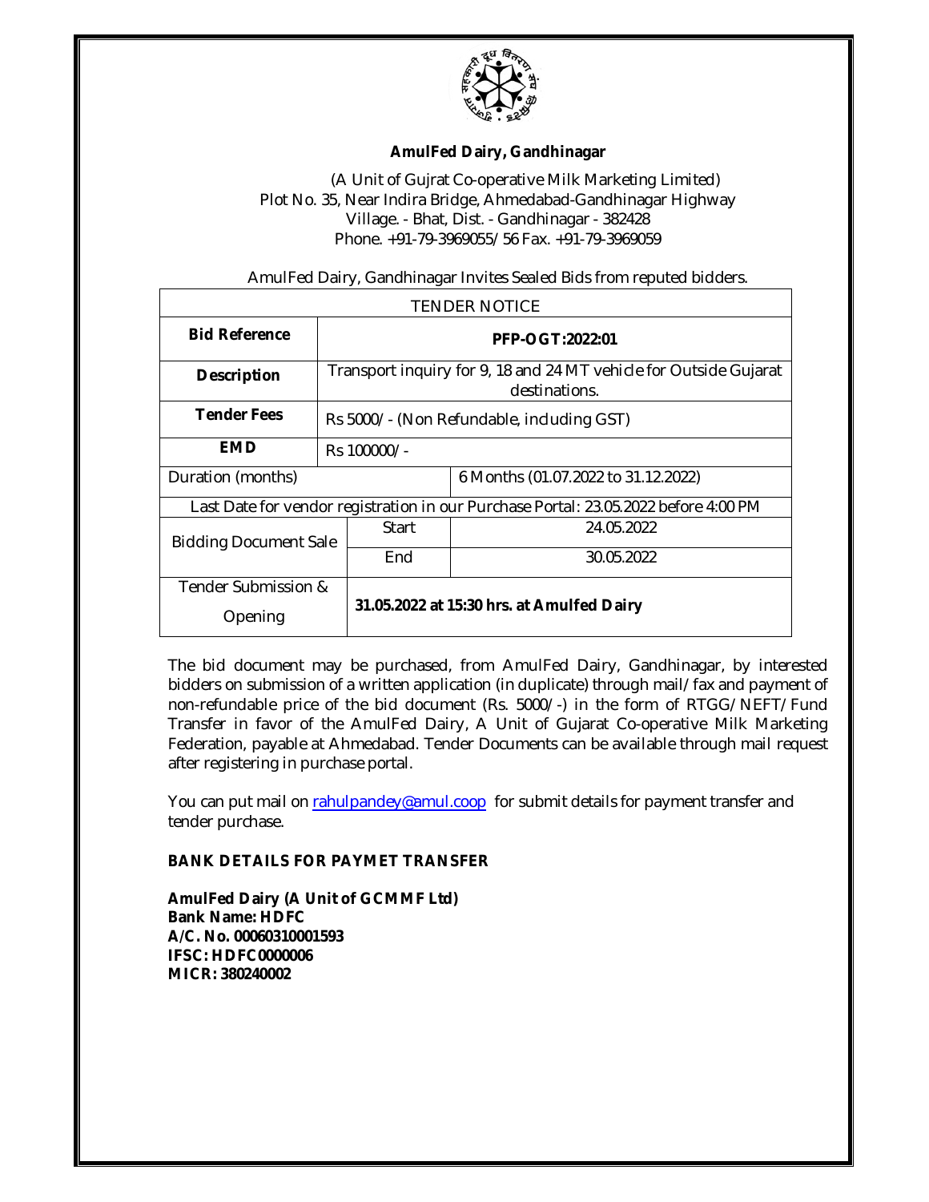**AmulFed Dairy, Gandhinagar**

(A Unit of Gujrat Co-operative Milk Marketing Limited)
Plot No. 35, Near Indira Bridge, Ahmedabad-Gandhinagar Highway
Village. - Bhat, Dist. - Gandhinagar - 382428
Phone. +91-79-3969055/56 Fax. +91-79-3969059

AmulFed Dairy, Gandhinagar Invites Sealed Bids from reputed bidders.

| TENDER NOTICE | | |
|---|---|---|
| **Bid Reference** | **PFP-OGT:2022:01** | |
| **Description** | Transport inquiry for 9, 18 and 24 MT vehicle for Outside Gujarat destinations. | |
| **Tender Fees** | Rs 5000/- (Non Refundable, including GST) | |
| **EMD** | Rs 100000/- | |
| Duration (months) | | 6 Months (01.07.2022 to 31.12.2022) |
| Last Date for vendor registration in our Purchase Portal: 23.05.2022 before 4:00 PM | | |
| Bidding Document Sale | Start | 24.05.2022 |
| | End | 30.05.2022 |
| Tender Submission & Opening | **31.05.2022 at 15:30 hrs. at Amulfed Dairy** | |

The bid document may be purchased, from AmulFed Dairy, Gandhinagar, by interested bidders on submission of a written application (in duplicate) through mail/fax and payment of non-refundable price of the bid document (Rs. 5000/-) in the form of RTGG/NEFT/Fund Transfer in favor of the AmulFed Dairy, A Unit of Gujarat Co-operative Milk Marketing Federation, payable at Ahmedabad. Tender Documents can be available through mail request after registering in purchase portal.

You can put mail on rahulpandey@amul.coop for submit details for payment transfer and tender purchase.

**BANK DETAILS FOR PAYMET TRANSFER**

**AmulFed Dairy (A Unit of GCMMF Ltd)**
**Bank Name: HDFC**
**A/C. No. 00060310001593**
**IFSC: HDFC0000006**
**MICR: 380240002**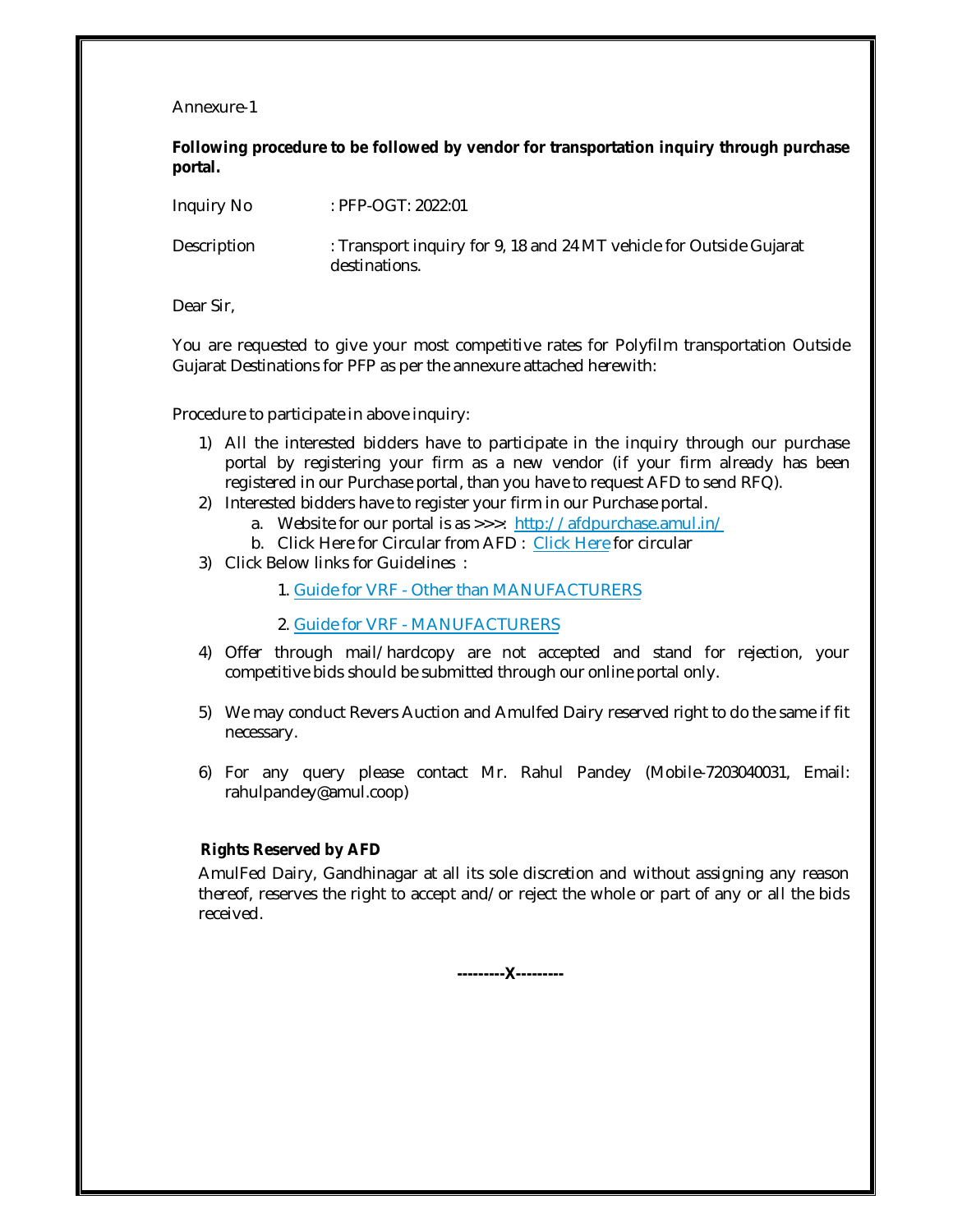Annexure-1

**Following procedure to be followed by vendor for transportation inquiry through purchase portal.**

| | |
|---|---|
| Inquiry No | : PFP-OGT: 2022:01 |
| Description | : Transport inquiry for 9, 18 and 24 MT vehicle for Outside Gujarat destinations. |

Dear Sir,

You are requested to give your most competitive rates for Polyfilm transportation Outside Gujarat Destinations for PFP as per the annexure attached herewith:

Procedure to participate in above inquiry:

1) All the interested bidders have to participate in the inquiry through our purchase portal by registering your firm as a new vendor (if your firm already has been registered in our Purchase portal, than you have to request AFD to send RFQ).
2) Interested bidders have to register your firm in our Purchase portal.
   a. Website for our portal is as >>>: [http://afdpurchase.amul.in/](http://afdpurchase.amul.in/)
   b. Click Here for Circular from AFD : Click Here for circular
3) Click Below links for Guidelines :
   1. Guide for VRF - Other than MANUFACTURERS
   2. Guide for VRF - MANUFACTURERS
4) Offer through mail/hardcopy are not accepted and stand for rejection, your competitive bids should be submitted through our online portal only.
5) We may conduct Revers Auction and Amulfed Dairy reserved right to do the same if fit necessary.
6) For any query please contact Mr. Rahul Pandey (Mobile-7203040031, Email: rahulpandey@amul.coop)

**Rights Reserved by AFD**

AmulFed Dairy, Gandhinagar at all its sole discretion and without assigning any reason thereof, reserves the right to accept and/or reject the whole or part of any or all the bids received.

**---------X---------**